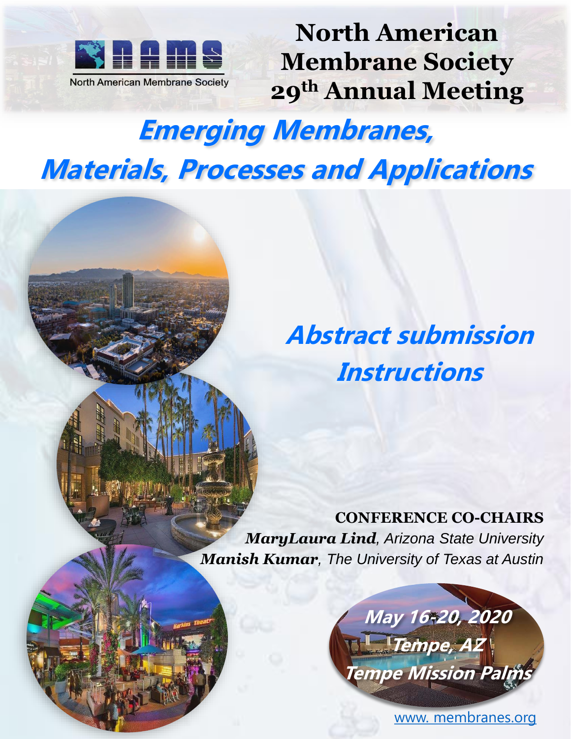North American Membrane Society

# North American Membrane Society 29th Annual Meeting

## Emerging Membranes, Materials, Processes and Applications

## Abstract submission Instructions

**CONFERENCE CO-CHAIRS**

***MaryLaura Lind***, *Arizona State University*

***Manish Kumar***, *The University of Texas at Austin*

**May 16-20, 2020**

**Tempe, AZ**

**Tempe Mission Palms**

www. membranes.org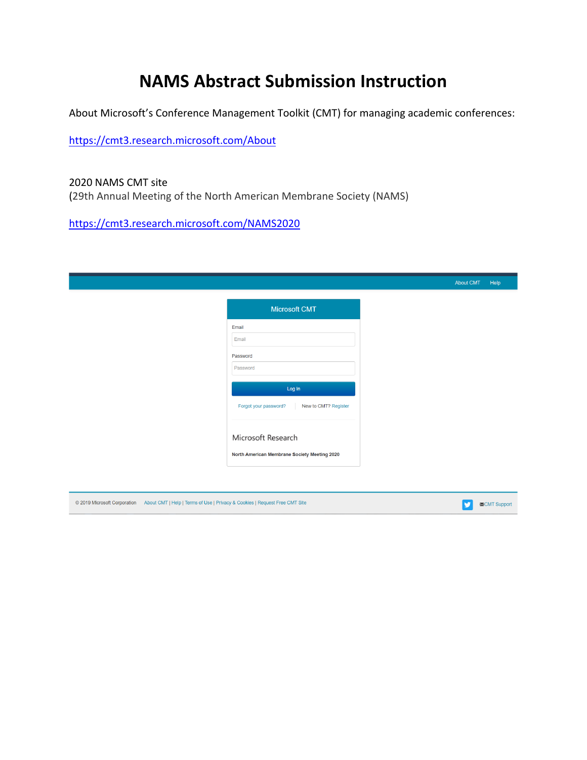# NAMS Abstract Submission Instruction

About Microsoft's Conference Management Toolkit (CMT) for managing academic conferences:

https://cmt3.research.microsoft.com/About

2020 NAMS CMT site
(29th Annual Meeting of the North American Membrane Society (NAMS)

https://cmt3.research.microsoft.com/NAMS2020

About CMT Help

Microsoft CMT

Email

Password

Log In

Forgot your password? | New to CMT? Register

Microsoft Research

North American Membrane Society Meeting 2020

© 2019 Microsoft Corporation About CMT | Help | Terms of Use | Privacy & Cookies | Request Free CMT Site CMT Support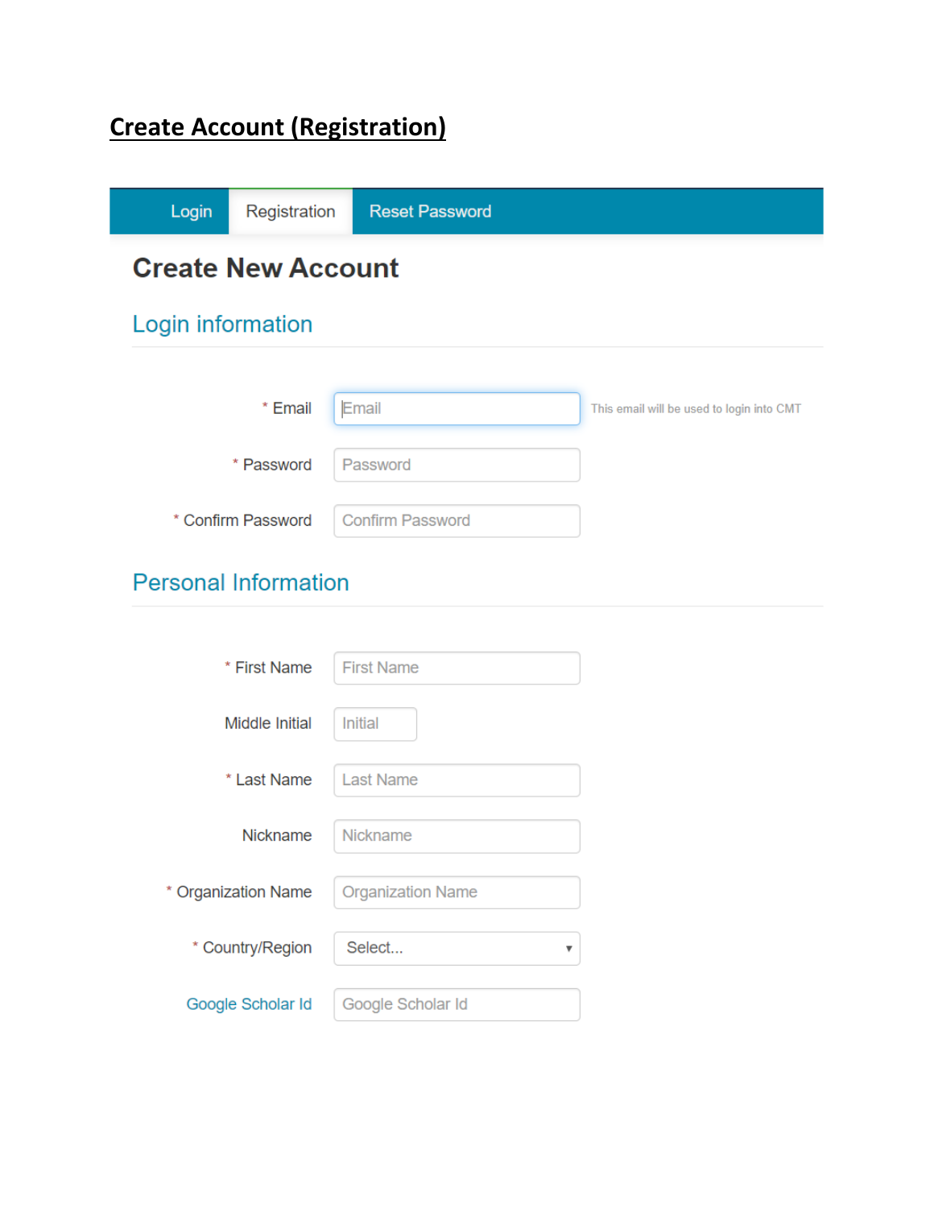# Create Account (Registration)

Login | Registration | Reset Password

## Create New Account

### Login information

| | | |
|---|---|---|
| * Email | Email | This email will be used to login into CMT |
| * Password | Password | |
| * Confirm Password | Confirm Password | |

### Personal Information

| | |
|---|---|
| * First Name | First Name |
| Middle Initial | Initial |
| * Last Name | Last Name |
| Nickname | Nickname |
| * Organization Name | Organization Name |
| * Country/Region | Select... |
| Google Scholar Id | Google Scholar Id |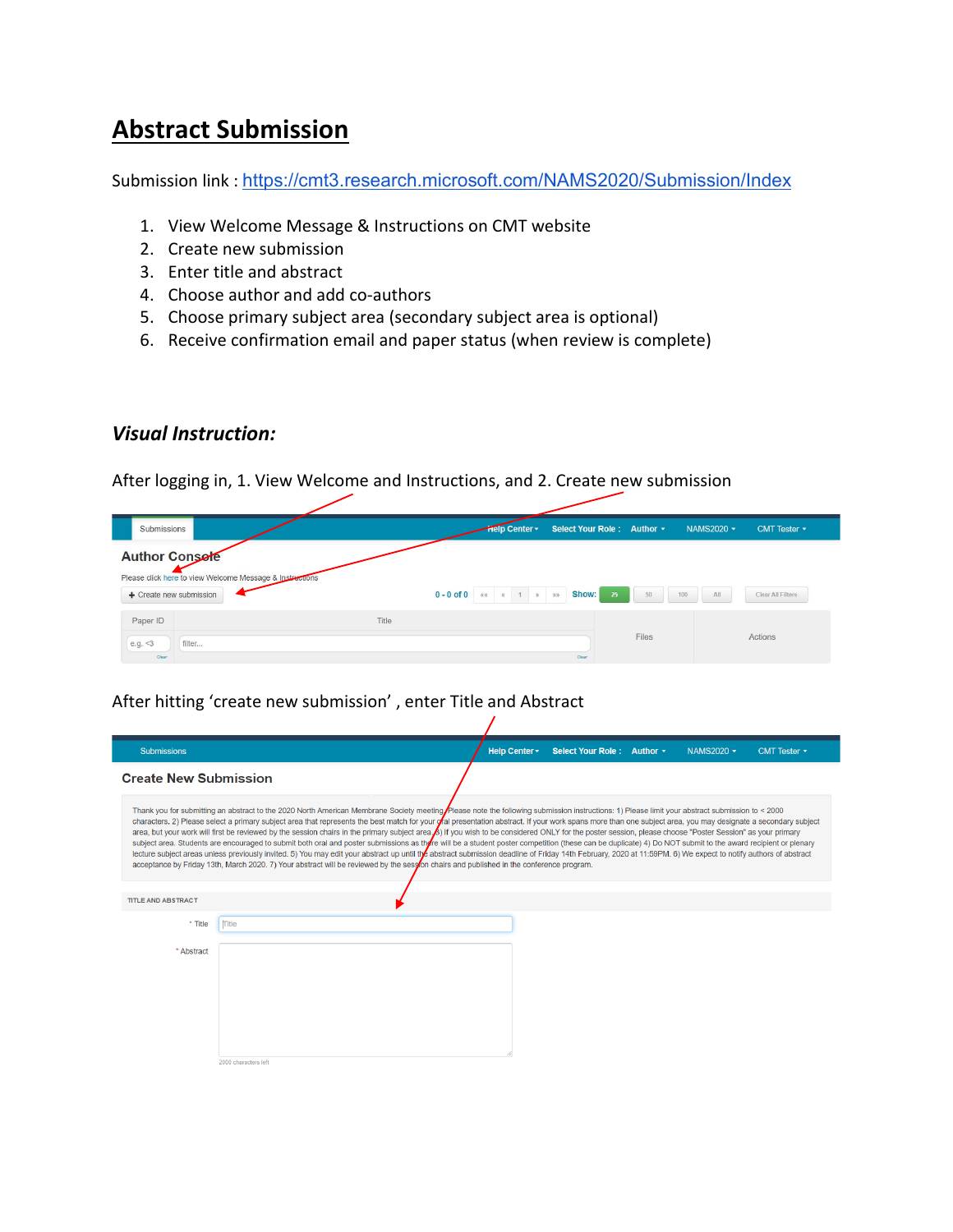# Abstract Submission

Submission link : https://cmt3.research.microsoft.com/NAMS2020/Submission/Index

1. View Welcome Message & Instructions on CMT website
2. Create new submission
3. Enter title and abstract
4. Choose author and add co-authors
5. Choose primary subject area (secondary subject area is optional)
6. Receive confirmation email and paper status (when review is complete)

## *Visual Instruction:*

After logging in, 1. View Welcome and Instructions, and 2. Create new submission

Submissions | Help Center ▾ | Select Your Role : Author ▾ | NAMS2020 ▾ | CMT Tester ▾

**Author Console**

Please click here to view Welcome Message & Instructions

+ Create new submission

0 - 0 of 0 « ‹ 1 › » Show: 25 50 100 All Clear All Filters

| Paper ID | Title | Files | Actions |
|---|---|---|---|
| e.g. <3 | filter... | | |

After hitting 'create new submission' , enter Title and Abstract

Submissions | Help Center ▾ | Select Your Role : Author ▾ | NAMS2020 ▾ | CMT Tester ▾

**Create New Submission**

Thank you for submitting an abstract to the 2020 North American Membrane Society meeting. Please note the following submission instructions: 1) Please limit your abstract submission to < 2000 characters. 2) Please select a primary subject area that represents the best match for your oral presentation abstract. If your work spans more than one subject area, you may designate a secondary subject area, but your work will first be reviewed by the session chairs in the primary subject area. 3) If you wish to be considered ONLY for the poster session, please choose "Poster Session" as your primary subject area. Students are encouraged to submit both oral and poster submissions as there will be a student poster competition (these can be duplicate) 4) Do NOT submit to the award recipient or plenary lecture subject areas unless previously invited. 5) You may edit your abstract up until the abstract submission deadline of Friday 14th February, 2020 at 11:59PM. 6) We expect to notify authors of abstract acceptance by Friday 13th, March 2020. 7) Your abstract will be reviewed by the session chairs and published in the conference program.

TITLE AND ABSTRACT

\* Title

\* Abstract

2000 characters left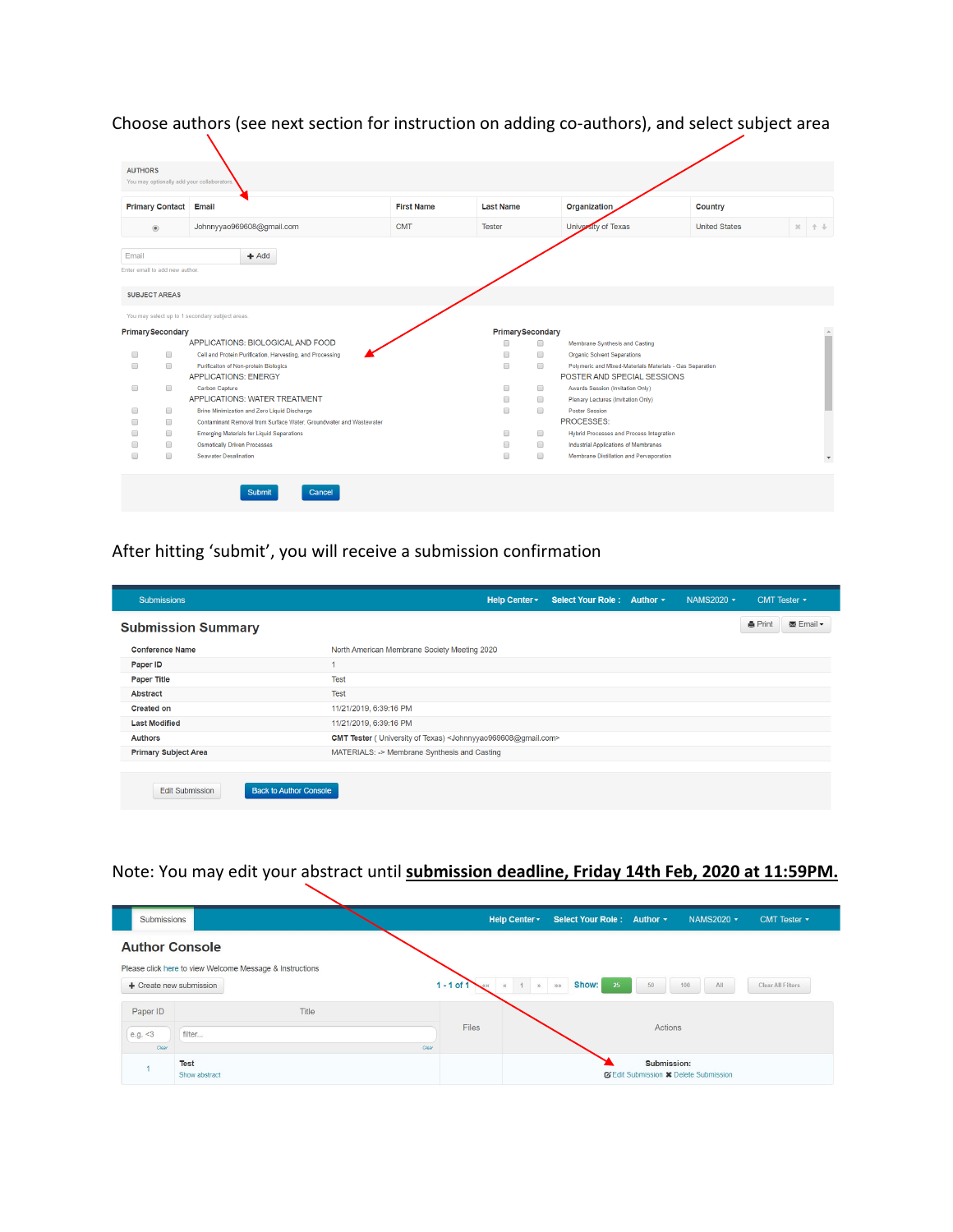Choose authors (see next section for instruction on adding co-authors), and select subject area

AUTHORS

You may optionally add your collaborators

| Primary Contact | Email | First Name | Last Name | Organization | Country |
|---|---|---|---|---|---|
| ◉ | Johnnyyao969608@gmail.com | CMT | Tester | University of Texas | United States |

Email + Add

Enter email to add new author

SUBJECT AREAS

You may select up to 1 secondary subject areas

Primary Secondary

APPLICATIONS: BIOLOGICAL AND FOOD
- Cell and Protein Purification, Harvesting, and Processing
- Purification of Non-protein Biologics

APPLICATIONS: ENERGY
- Carbon Capture

APPLICATIONS: WATER TREATMENT
- Brine Minimization and Zero Liquid Discharge
- Contaminant Removal from Surface Water, Groundwater and Wastewater
- Emerging Materials for Liquid Separations
- Osmotically Driven Processes
- Seawater Desalination

Primary Secondary

- Membrane Synthesis and Casting
- Organic Solvent Separations
- Polymeric and Mixed-Materials Materials - Gas Separation

POSTER AND SPECIAL SESSIONS
- Awards Session (Invitation Only)
- Plenary Lectures (Invitation Only)
- Poster Session

PROCESSES:
- Hybrid Processes and Process Integration
- Industrial Applications of Membranes
- Membrane Distillation and Pervaporation

Submit Cancel

After hitting 'submit', you will receive a submission confirmation

Submissions | Help Center | Select Your Role : Author | NAMS2020 | CMT Tester

## Submission Summary

Print | Email

| | |
|---|---|
| Conference Name | North American Membrane Society Meeting 2020 |
| Paper ID | 1 |
| Paper Title | Test |
| Abstract | Test |
| Created on | 11/21/2019, 6:39:16 PM |
| Last Modified | 11/21/2019, 6:39:16 PM |
| Authors | CMT Tester ( University of Texas) <Johnnyyao969608@gmail.com> |
| Primary Subject Area | MATERIALS: -> Membrane Synthesis and Casting |

Edit Submission | Back to Author Console

Note: You may edit your abstract until **submission deadline, Friday 14th Feb, 2020 at 11:59PM.**

Submissions | Help Center | Select Your Role : Author | NAMS2020 | CMT Tester

## Author Console

Please click here to view Welcome Message & Instructions

+ Create new submission

1 - 1 of 1 | Show: 25 50 100 All | Clear All Filters

| Paper ID | Title | Files | Actions |
|---|---|---|---|
| 1 | Test<br>Show abstract | | Submission:<br>Edit Submission ✖ Delete Submission |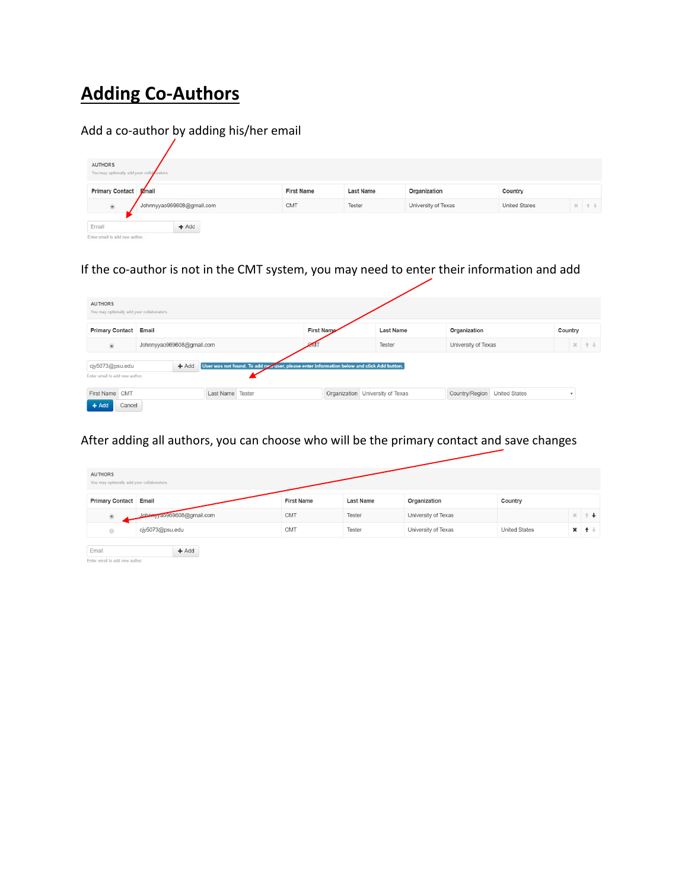# Adding Co-Authors

Add a co-author by adding his/her email

AUTHORS

You may optionally add your collaborators.

| Primary Contact | Email | First Name | Last Name | Organization | Country |
|---|---|---|---|---|---|
| ◉ | Johnnyyao969608@gmail.com | CMT | Tester | University of Texas | United States |

Email + Add

Enter email to add new author.

If the co-author is not in the CMT system, you may need to enter their information and add

AUTHORS

You may optionally add your collaborators.

| Primary Contact | Email | First Name | Last Name | Organization | Country |
|---|---|---|---|---|---|
| ◉ | Johnnyyao969608@gmail.com | CMT | Tester | University of Texas | |

cjy5073@psu.edu + Add User was not found. To add new user, please enter information below and click Add button.

Enter email to add new author.

First Name CMT Last Name Tester Organization University of Texas Country/Region United States

+ Add Cancel

After adding all authors, you can choose who will be the primary contact and save changes

AUTHORS

You may optionally add your collaborators.

| Primary Contact | Email | First Name | Last Name | Organization | Country |
|---|---|---|---|---|---|
| ◉ | Johnnyyao969608@gmail.com | CMT | Tester | University of Texas | |
| ○ | cjy5073@psu.edu | CMT | Tester | University of Texas | United States |

Email + Add

Enter email to add new author.